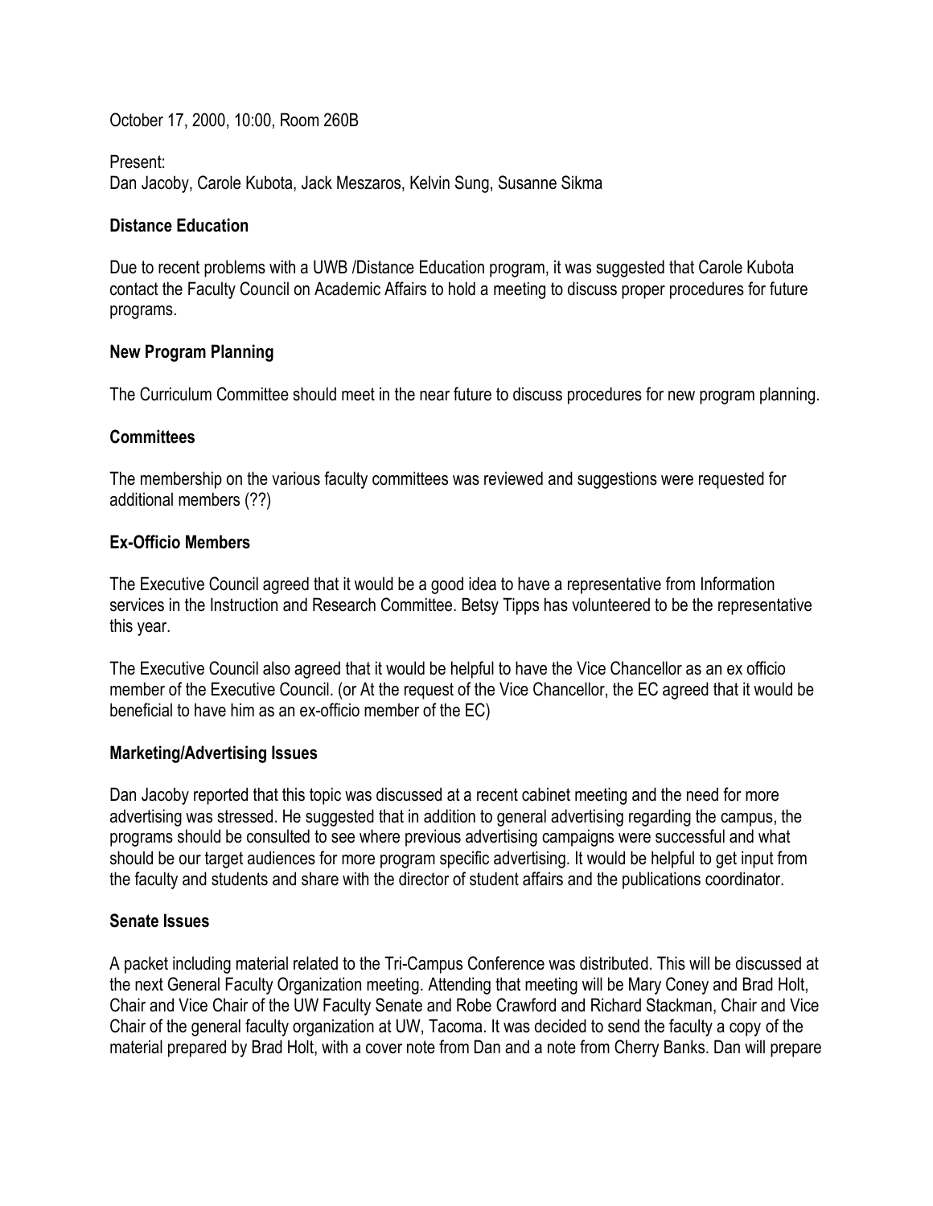October 17, 2000, 10:00, Room 260B

Present:
Dan Jacoby, Carole Kubota, Jack Meszaros, Kelvin Sung, Susanne Sikma

## Distance Education

Due to recent problems with a UWB /Distance Education program, it was suggested that Carole Kubota contact the Faculty Council on Academic Affairs to hold a meeting to discuss proper procedures for future programs.

## New Program Planning

The Curriculum Committee should meet in the near future to discuss procedures for new program planning.

## Committees

The membership on the various faculty committees was reviewed and suggestions were requested for additional members (??)

## Ex-Officio Members

The Executive Council agreed that it would be a good idea to have a representative from Information services in the Instruction and Research Committee. Betsy Tipps has volunteered to be the representative this year.

The Executive Council also agreed that it would be helpful to have the Vice Chancellor as an ex officio member of the Executive Council. (or At the request of the Vice Chancellor, the EC agreed that it would be beneficial to have him as an ex-officio member of the EC)

## Marketing/Advertising Issues

Dan Jacoby reported that this topic was discussed at a recent cabinet meeting and the need for more advertising was stressed. He suggested that in addition to general advertising regarding the campus, the programs should be consulted to see where previous advertising campaigns were successful and what should be our target audiences for more program specific advertising. It would be helpful to get input from the faculty and students and share with the director of student affairs and the publications coordinator.

## Senate Issues

A packet including material related to the Tri-Campus Conference was distributed. This will be discussed at the next General Faculty Organization meeting. Attending that meeting will be Mary Coney and Brad Holt, Chair and Vice Chair of the UW Faculty Senate and Robe Crawford and Richard Stackman, Chair and Vice Chair of the general faculty organization at UW, Tacoma. It was decided to send the faculty a copy of the material prepared by Brad Holt, with a cover note from Dan and a note from Cherry Banks. Dan will prepare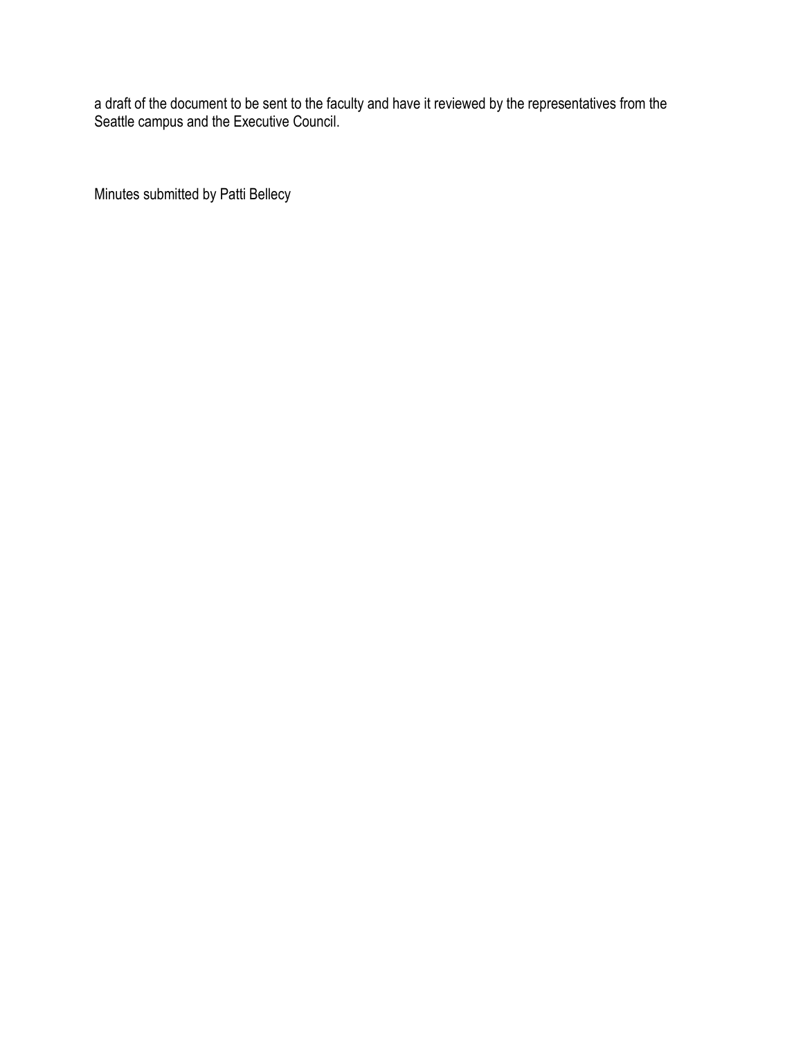a draft of the document to be sent to the faculty and have it reviewed by the representatives from the Seattle campus and the Executive Council.

Minutes submitted by Patti Bellecy